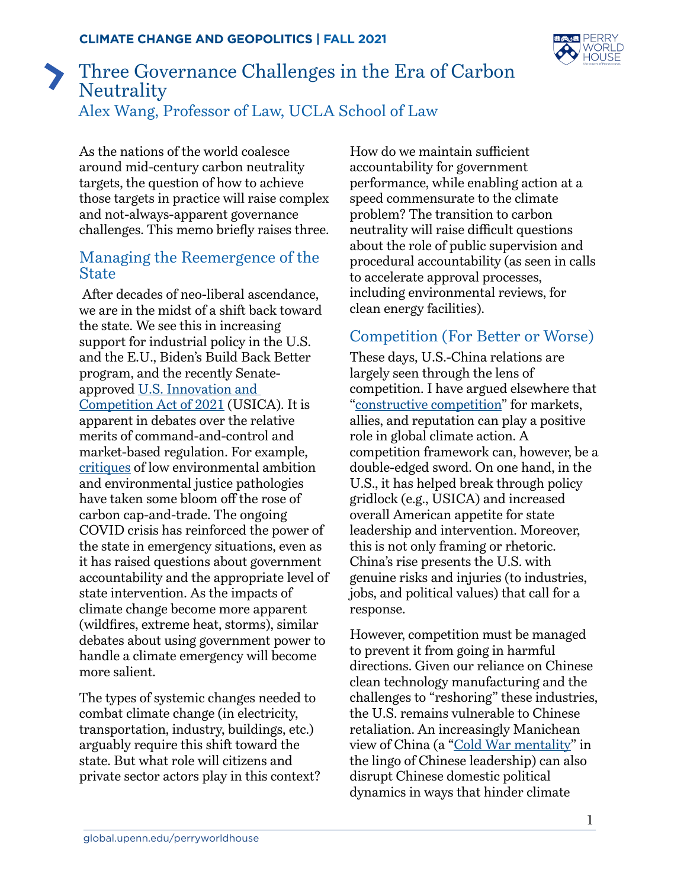CLIMATE CHANGE AND GEOPOLITICS | FALL 2021

# Three Governance Challenges in the Era of Carbon Neutrality

Alex Wang, Professor of Law, UCLA School of Law

As the nations of the world coalesce around mid-century carbon neutrality targets, the question of how to achieve those targets in practice will raise complex and not-always-apparent governance challenges. This memo briefly raises three.

## Managing the Reemergence of the State

After decades of neo-liberal ascendance, we are in the midst of a shift back toward the state. We see this in increasing support for industrial policy in the U.S. and the E.U., Biden's Build Back Better program, and the recently Senate-approved U.S. Innovation and Competition Act of 2021 (USICA). It is apparent in debates over the relative merits of command-and-control and market-based regulation. For example, critiques of low environmental ambition and environmental justice pathologies have taken some bloom off the rose of carbon cap-and-trade. The ongoing COVID crisis has reinforced the power of the state in emergency situations, even as it has raised questions about government accountability and the appropriate level of state intervention. As the impacts of climate change become more apparent (wildfires, extreme heat, storms), similar debates about using government power to handle a climate emergency will become more salient.

The types of systemic changes needed to combat climate change (in electricity, transportation, industry, buildings, etc.) arguably require this shift toward the state. But what role will citizens and private sector actors play in this context? How do we maintain sufficient accountability for government performance, while enabling action at a speed commensurate to the climate problem? The transition to carbon neutrality will raise difficult questions about the role of public supervision and procedural accountability (as seen in calls to accelerate approval processes, including environmental reviews, for clean energy facilities).

## Competition (For Better or Worse)

These days, U.S.-China relations are largely seen through the lens of competition. I have argued elsewhere that "constructive competition" for markets, allies, and reputation can play a positive role in global climate action. A competition framework can, however, be a double-edged sword. On one hand, in the U.S., it has helped break through policy gridlock (e.g., USICA) and increased overall American appetite for state leadership and intervention. Moreover, this is not only framing or rhetoric. China's rise presents the U.S. with genuine risks and injuries (to industries, jobs, and political values) that call for a response.

However, competition must be managed to prevent it from going in harmful directions. Given our reliance on Chinese clean technology manufacturing and the challenges to "reshoring" these industries, the U.S. remains vulnerable to Chinese retaliation. An increasingly Manichean view of China (a "Cold War mentality" in the lingo of Chinese leadership) can also disrupt Chinese domestic political dynamics in ways that hinder climate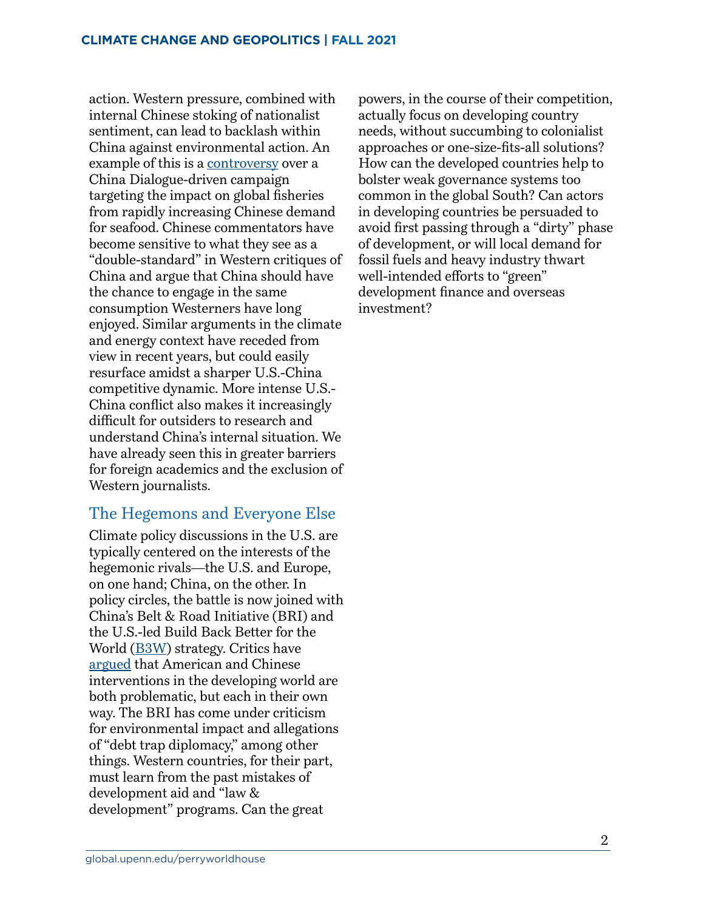action. Western pressure, combined with internal Chinese stoking of nationalist sentiment, can lead to backlash within China against environmental action. An example of this is a controversy over a China Dialogue-driven campaign targeting the impact on global fisheries from rapidly increasing Chinese demand for seafood. Chinese commentators have become sensitive to what they see as a "double-standard" in Western critiques of China and argue that China should have the chance to engage in the same consumption Westerners have long enjoyed. Similar arguments in the climate and energy context have receded from view in recent years, but could easily resurface amidst a sharper U.S.-China competitive dynamic. More intense U.S.-China conflict also makes it increasingly difficult for outsiders to research and understand China's internal situation. We have already seen this in greater barriers for foreign academics and the exclusion of Western journalists.

## The Hegemons and Everyone Else

Climate policy discussions in the U.S. are typically centered on the interests of the hegemonic rivals—the U.S. and Europe, on one hand; China, on the other. In policy circles, the battle is now joined with China's Belt & Road Initiative (BRI) and the U.S.-led Build Back Better for the World (B3W) strategy. Critics have argued that American and Chinese interventions in the developing world are both problematic, but each in their own way. The BRI has come under criticism for environmental impact and allegations of "debt trap diplomacy," among other things. Western countries, for their part, must learn from the past mistakes of development aid and "law & development" programs. Can the great powers, in the course of their competition, actually focus on developing country needs, without succumbing to colonialist approaches or one-size-fits-all solutions? How can the developed countries help to bolster weak governance systems too common in the global South? Can actors in developing countries be persuaded to avoid first passing through a "dirty" phase of development, or will local demand for fossil fuels and heavy industry thwart well-intended efforts to "green" development finance and overseas investment?